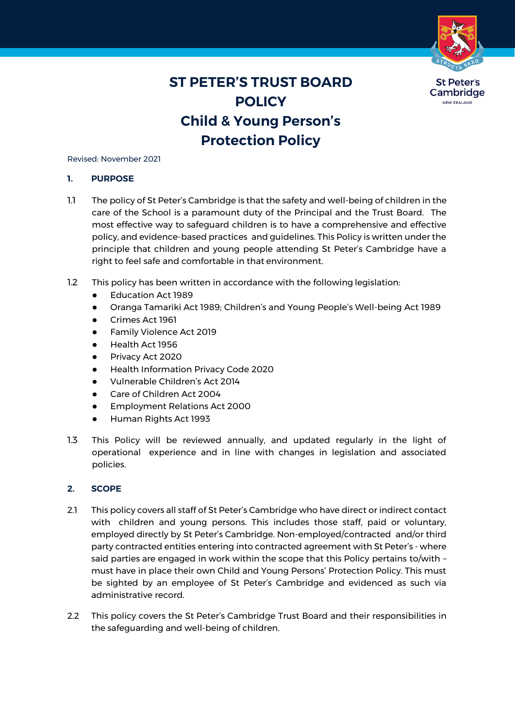# ST PETER'S TRUST BOARD POLICY
# Child & Young Person's Protection Policy

Revised: November 2021

## 1. PURPOSE

1.1 The policy of St Peter's Cambridge is that the safety and well-being of children in the care of the School is a paramount duty of the Principal and the Trust Board. The most effective way to safeguard children is to have a comprehensive and effective policy, and evidence-based practices and guidelines. This Policy is written under the principle that children and young people attending St Peter's Cambridge have a right to feel safe and comfortable in that environment.

1.2 This policy has been written in accordance with the following legislation:

- Education Act 1989
- Oranga Tamariki Act 1989; Children's and Young People's Well-being Act 1989
- Crimes Act 1961
- Family Violence Act 2019
- Health Act 1956
- Privacy Act 2020
- Health Information Privacy Code 2020
- Vulnerable Children's Act 2014
- Care of Children Act 2004
- Employment Relations Act 2000
- Human Rights Act 1993

1.3 This Policy will be reviewed annually, and updated regularly in the light of operational experience and in line with changes in legislation and associated policies.

## 2. SCOPE

2.1 This policy covers all staff of St Peter's Cambridge who have direct or indirect contact with children and young persons. This includes those staff, paid or voluntary, employed directly by St Peter's Cambridge. Non-employed/contracted and/or third party contracted entities entering into contracted agreement with St Peter's - where said parties are engaged in work within the scope that this Policy pertains to/with – must have in place their own Child and Young Persons' Protection Policy. This must be sighted by an employee of St Peter's Cambridge and evidenced as such via administrative record.

2.2 This policy covers the St Peter's Cambridge Trust Board and their responsibilities in the safeguarding and well-being of children.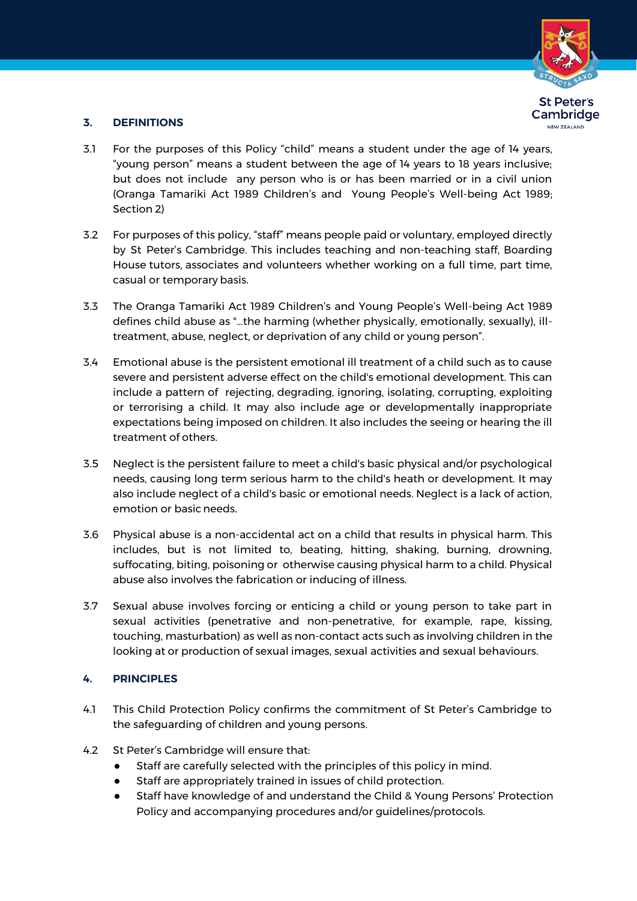## 3. DEFINITIONS

3.1 For the purposes of this Policy “child” means a student under the age of 14 years, “young person” means a student between the age of 14 years to 18 years inclusive; but does not include any person who is or has been married or in a civil union (Oranga Tamariki Act 1989 Children’s and Young People’s Well-being Act 1989; Section 2)

3.2 For purposes of this policy, “staff” means people paid or voluntary, employed directly by St Peter’s Cambridge. This includes teaching and non-teaching staff, Boarding House tutors, associates and volunteers whether working on a full time, part time, casual or temporary basis.

3.3 The Oranga Tamariki Act 1989 Children’s and Young People’s Well-being Act 1989 defines child abuse as "...the harming (whether physically, emotionally, sexually), ill-treatment, abuse, neglect, or deprivation of any child or young person”.

3.4 Emotional abuse is the persistent emotional ill treatment of a child such as to cause severe and persistent adverse effect on the child's emotional development. This can include a pattern of rejecting, degrading, ignoring, isolating, corrupting, exploiting or terrorising a child. It may also include age or developmentally inappropriate expectations being imposed on children. It also includes the seeing or hearing the ill treatment of others.

3.5 Neglect is the persistent failure to meet a child's basic physical and/or psychological needs, causing long term serious harm to the child's heath or development. It may also include neglect of a child's basic or emotional needs. Neglect is a lack of action, emotion or basic needs.

3.6 Physical abuse is a non-accidental act on a child that results in physical harm. This includes, but is not limited to, beating, hitting, shaking, burning, drowning, suffocating, biting, poisoning or otherwise causing physical harm to a child. Physical abuse also involves the fabrication or inducing of illness.

3.7 Sexual abuse involves forcing or enticing a child or young person to take part in sexual activities (penetrative and non-penetrative, for example, rape, kissing, touching, masturbation) as well as non-contact acts such as involving children in the looking at or production of sexual images, sexual activities and sexual behaviours.

## 4. PRINCIPLES

4.1 This Child Protection Policy confirms the commitment of St Peter’s Cambridge to the safeguarding of children and young persons.

4.2 St Peter’s Cambridge will ensure that:

- Staff are carefully selected with the principles of this policy in mind.
- Staff are appropriately trained in issues of child protection.
- Staff have knowledge of and understand the Child & Young Persons’ Protection Policy and accompanying procedures and/or guidelines/protocols.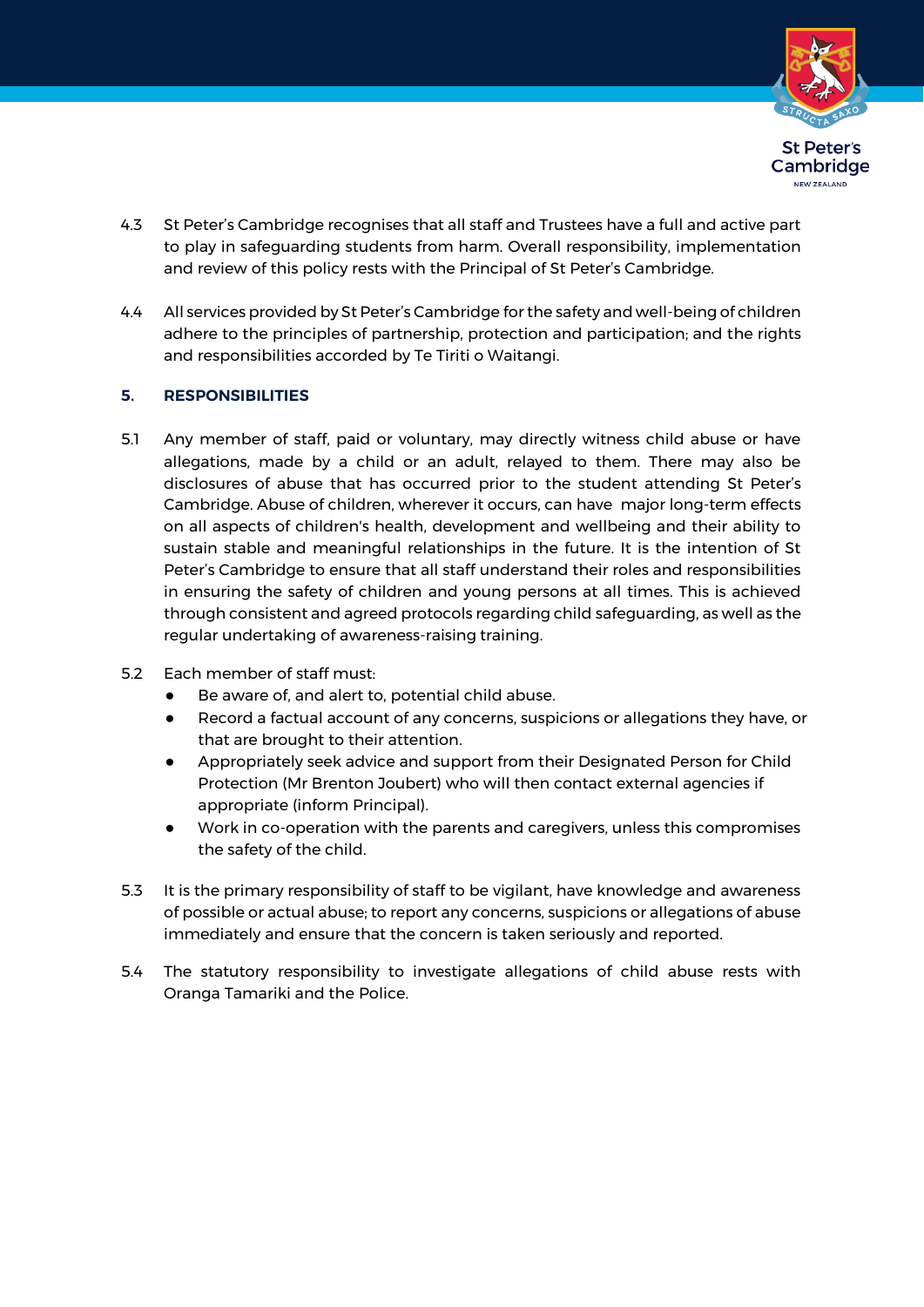4.3 St Peter's Cambridge recognises that all staff and Trustees have a full and active part to play in safeguarding students from harm. Overall responsibility, implementation and review of this policy rests with the Principal of St Peter's Cambridge.

4.4 All services provided by St Peter's Cambridge for the safety and well-being of children adhere to the principles of partnership, protection and participation; and the rights and responsibilities accorded by Te Tiriti o Waitangi.

## 5. RESPONSIBILITIES

5.1 Any member of staff, paid or voluntary, may directly witness child abuse or have allegations, made by a child or an adult, relayed to them. There may also be disclosures of abuse that has occurred prior to the student attending St Peter's Cambridge. Abuse of children, wherever it occurs, can have major long-term effects on all aspects of children's health, development and wellbeing and their ability to sustain stable and meaningful relationships in the future. It is the intention of St Peter's Cambridge to ensure that all staff understand their roles and responsibilities in ensuring the safety of children and young persons at all times. This is achieved through consistent and agreed protocols regarding child safeguarding, as well as the regular undertaking of awareness-raising training.

5.2 Each member of staff must:

- Be aware of, and alert to, potential child abuse.
- Record a factual account of any concerns, suspicions or allegations they have, or that are brought to their attention.
- Appropriately seek advice and support from their Designated Person for Child Protection (Mr Brenton Joubert) who will then contact external agencies if appropriate (inform Principal).
- Work in co-operation with the parents and caregivers, unless this compromises the safety of the child.

5.3 It is the primary responsibility of staff to be vigilant, have knowledge and awareness of possible or actual abuse; to report any concerns, suspicions or allegations of abuse immediately and ensure that the concern is taken seriously and reported.

5.4 The statutory responsibility to investigate allegations of child abuse rests with Oranga Tamariki and the Police.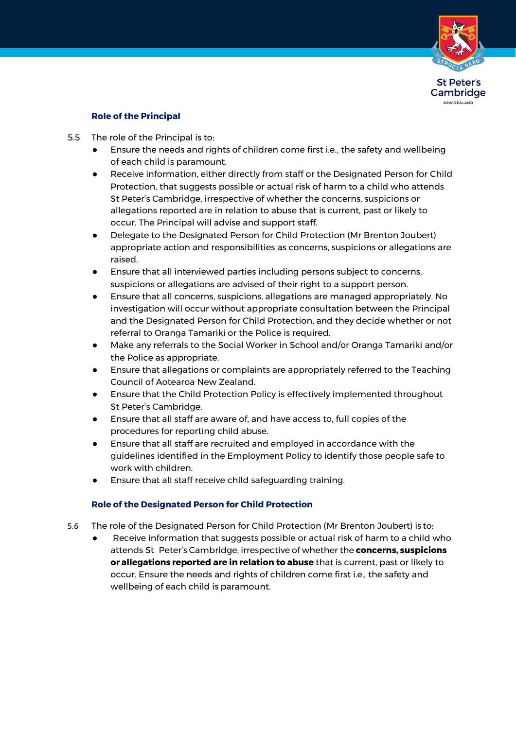### Role of the Principal

5.5 The role of the Principal is to:

- Ensure the needs and rights of children come first i.e., the safety and wellbeing of each child is paramount.
- Receive information, either directly from staff or the Designated Person for Child Protection, that suggests possible or actual risk of harm to a child who attends St Peter's Cambridge, irrespective of whether the concerns, suspicions or allegations reported are in relation to abuse that is current, past or likely to occur. The Principal will advise and support staff.
- Delegate to the Designated Person for Child Protection (Mr Brenton Joubert) appropriate action and responsibilities as concerns, suspicions or allegations are raised.
- Ensure that all interviewed parties including persons subject to concerns, suspicions or allegations are advised of their right to a support person.
- Ensure that all concerns, suspicions, allegations are managed appropriately. No investigation will occur without appropriate consultation between the Principal and the Designated Person for Child Protection, and they decide whether or not referral to Oranga Tamariki or the Police is required.
- Make any referrals to the Social Worker in School and/or Oranga Tamariki and/or the Police as appropriate.
- Ensure that allegations or complaints are appropriately referred to the Teaching Council of Aotearoa New Zealand.
- Ensure that the Child Protection Policy is effectively implemented throughout St Peter's Cambridge.
- Ensure that all staff are aware of, and have access to, full copies of the procedures for reporting child abuse.
- Ensure that all staff are recruited and employed in accordance with the guidelines identified in the Employment Policy to identify those people safe to work with children.
- Ensure that all staff receive child safeguarding training.

### Role of the Designated Person for Child Protection

5.6 The role of the Designated Person for Child Protection (Mr Brenton Joubert) is to:

- Receive information that suggests possible or actual risk of harm to a child who attends St Peter's Cambridge, irrespective of whether the **concerns, suspicions or allegations reported are in relation to abuse** that is current, past or likely to occur. Ensure the needs and rights of children come first i.e., the safety and wellbeing of each child is paramount.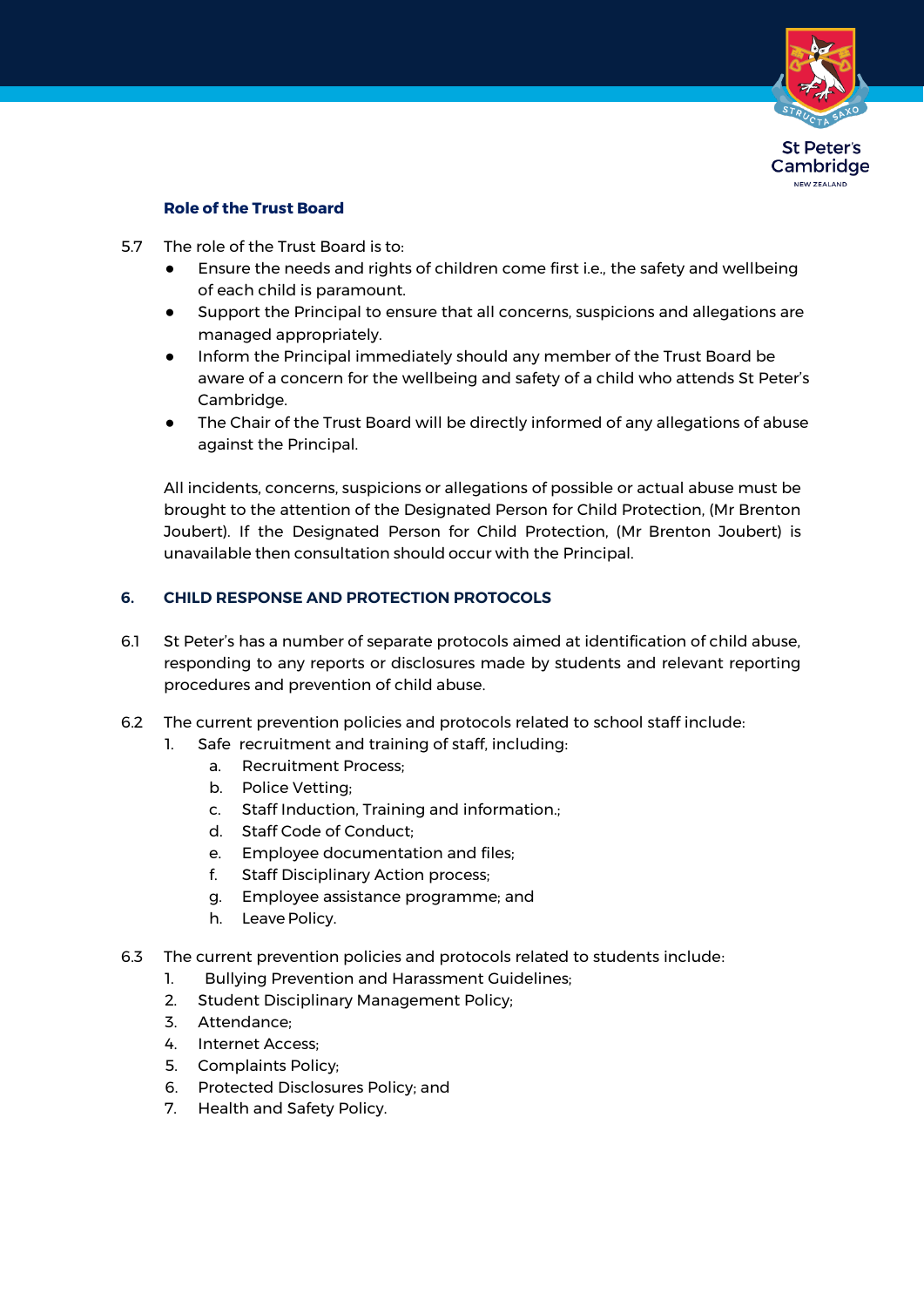### Role of the Trust Board

5.7 The role of the Trust Board is to:

- Ensure the needs and rights of children come first i.e., the safety and wellbeing of each child is paramount.
- Support the Principal to ensure that all concerns, suspicions and allegations are managed appropriately.
- Inform the Principal immediately should any member of the Trust Board be aware of a concern for the wellbeing and safety of a child who attends St Peter's Cambridge.
- The Chair of the Trust Board will be directly informed of any allegations of abuse against the Principal.

All incidents, concerns, suspicions or allegations of possible or actual abuse must be brought to the attention of the Designated Person for Child Protection, (Mr Brenton Joubert). If the Designated Person for Child Protection, (Mr Brenton Joubert) is unavailable then consultation should occur with the Principal.

## 6. CHILD RESPONSE AND PROTECTION PROTOCOLS

6.1 St Peter's has a number of separate protocols aimed at identification of child abuse, responding to any reports or disclosures made by students and relevant reporting procedures and prevention of child abuse.

6.2 The current prevention policies and protocols related to school staff include:

1. Safe recruitment and training of staff, including:
   a. Recruitment Process;
   b. Police Vetting;
   c. Staff Induction, Training and information.;
   d. Staff Code of Conduct;
   e. Employee documentation and files;
   f. Staff Disciplinary Action process;
   g. Employee assistance programme; and
   h. Leave Policy.

6.3 The current prevention policies and protocols related to students include:

1. Bullying Prevention and Harassment Guidelines;
2. Student Disciplinary Management Policy;
3. Attendance;
4. Internet Access;
5. Complaints Policy;
6. Protected Disclosures Policy; and
7. Health and Safety Policy.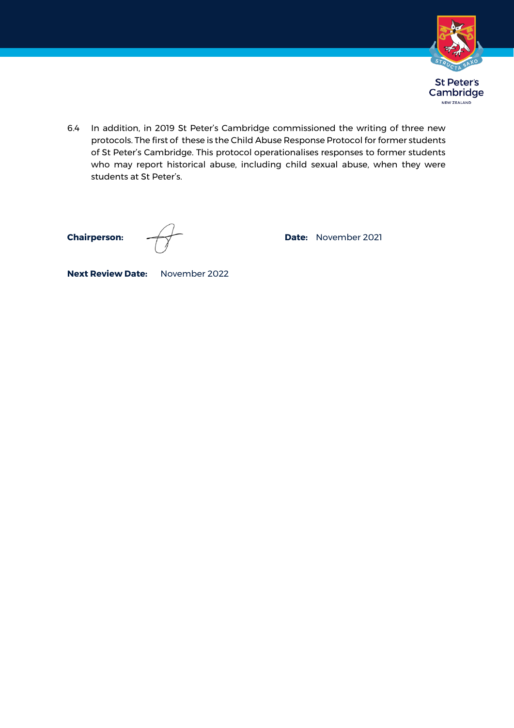6.4 In addition, in 2019 St Peter's Cambridge commissioned the writing of three new protocols. The first of these is the Child Abuse Response Protocol for former students of St Peter's Cambridge. This protocol operationalises responses to former students who may report historical abuse, including child sexual abuse, when they were students at St Peter's.

**Chairperson:** **Date:** November 2021

**Next Review Date:** November 2022